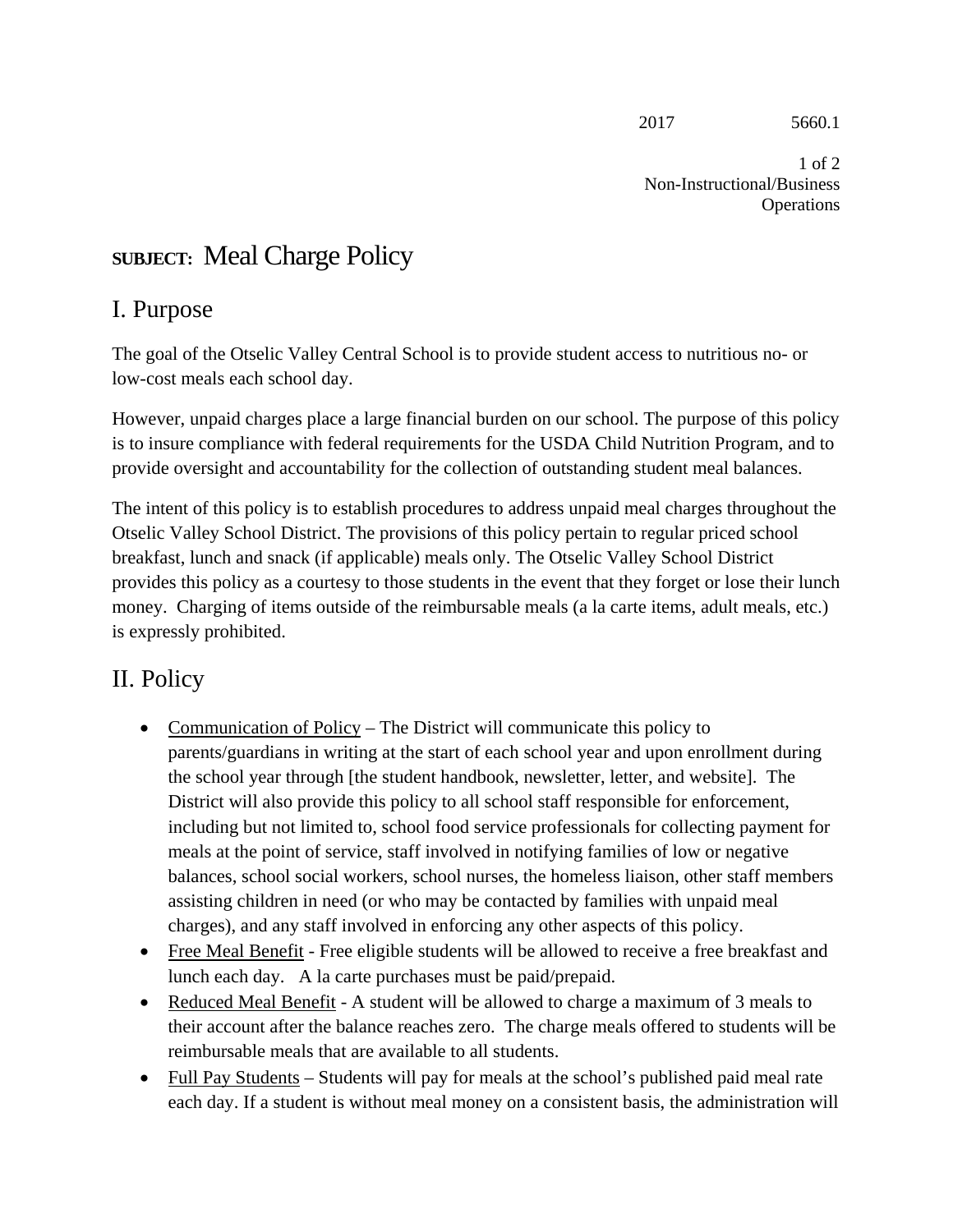**SUBJECT:** Meal Charge Policy

## I. Purpose

The goal of the Otselic Valley Central School is to provide student access to nutritious no- or low-cost meals each school day.

However, unpaid charges place a large financial burden on our school. The purpose of this policy is to insure compliance with federal requirements for the USDA Child Nutrition Program, and to provide oversight and accountability for the collection of outstanding student meal balances.

The intent of this policy is to establish procedures to address unpaid meal charges throughout the Otselic Valley School District. The provisions of this policy pertain to regular priced school breakfast, lunch and snack (if applicable) meals only. The Otselic Valley School District provides this policy as a courtesy to those students in the event that they forget or lose their lunch money. Charging of items outside of the reimbursable meals (a la carte items, adult meals, etc.) is expressly prohibited.

## II. Policy

- Communication of Policy – The District will communicate this policy to parents/guardians in writing at the start of each school year and upon enrollment during the school year through [the student handbook, newsletter, letter, and website]. The District will also provide this policy to all school staff responsible for enforcement, including but not limited to, school food service professionals for collecting payment for meals at the point of service, staff involved in notifying families of low or negative balances, school social workers, school nurses, the homeless liaison, other staff members assisting children in need (or who may be contacted by families with unpaid meal charges), and any staff involved in enforcing any other aspects of this policy.
- Free Meal Benefit - Free eligible students will be allowed to receive a free breakfast and lunch each day. A la carte purchases must be paid/prepaid.
- Reduced Meal Benefit - A student will be allowed to charge a maximum of 3 meals to their account after the balance reaches zero. The charge meals offered to students will be reimbursable meals that are available to all students.
- Full Pay Students – Students will pay for meals at the school's published paid meal rate each day. If a student is without meal money on a consistent basis, the administration will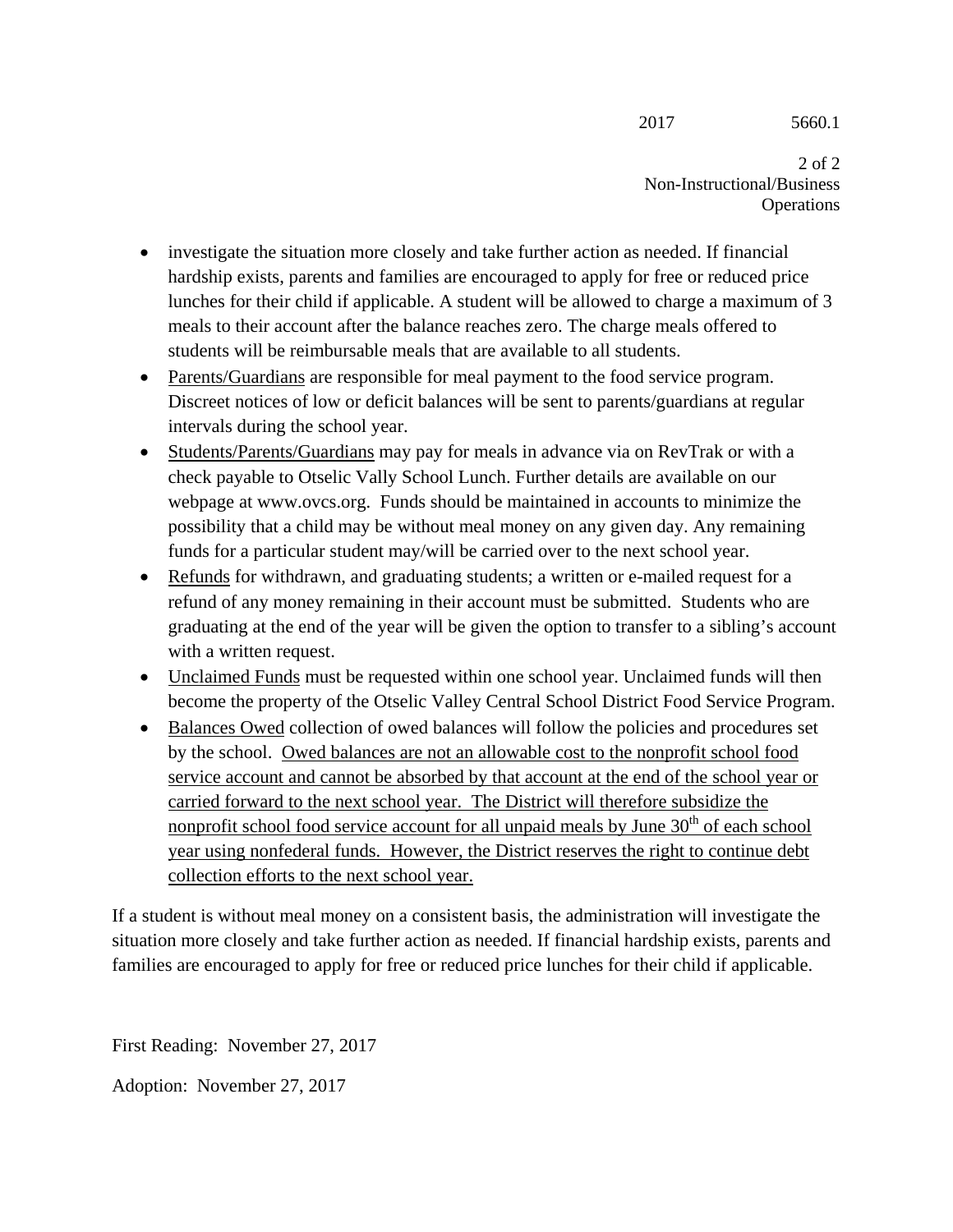- investigate the situation more closely and take further action as needed. If financial hardship exists, parents and families are encouraged to apply for free or reduced price lunches for their child if applicable. A student will be allowed to charge a maximum of 3 meals to their account after the balance reaches zero. The charge meals offered to students will be reimbursable meals that are available to all students.
- <u>Parents/Guardians</u> are responsible for meal payment to the food service program. Discreet notices of low or deficit balances will be sent to parents/guardians at regular intervals during the school year.
- <u>Students/Parents/Guardians</u> may pay for meals in advance via on RevTrak or with a check payable to Otselic Vally School Lunch. Further details are available on our webpage at www.ovcs.org. Funds should be maintained in accounts to minimize the possibility that a child may be without meal money on any given day. Any remaining funds for a particular student may/will be carried over to the next school year.
- <u>Refunds</u> for withdrawn, and graduating students; a written or e-mailed request for a refund of any money remaining in their account must be submitted. Students who are graduating at the end of the year will be given the option to transfer to a sibling's account with a written request.
- <u>Unclaimed Funds</u> must be requested within one school year. Unclaimed funds will then become the property of the Otselic Valley Central School District Food Service Program.
- <u>Balances Owed</u> collection of owed balances will follow the policies and procedures set by the school. <u>Owed balances are not an allowable cost to the nonprofit school food service account and cannot be absorbed by that account at the end of the school year or carried forward to the next school year. The District will therefore subsidize the nonprofit school food service account for all unpaid meals by June 30th of each school year using nonfederal funds. However, the District reserves the right to continue debt collection efforts to the next school year.</u>

If a student is without meal money on a consistent basis, the administration will investigate the situation more closely and take further action as needed. If financial hardship exists, parents and families are encouraged to apply for free or reduced price lunches for their child if applicable.

First Reading: November 27, 2017

Adoption: November 27, 2017